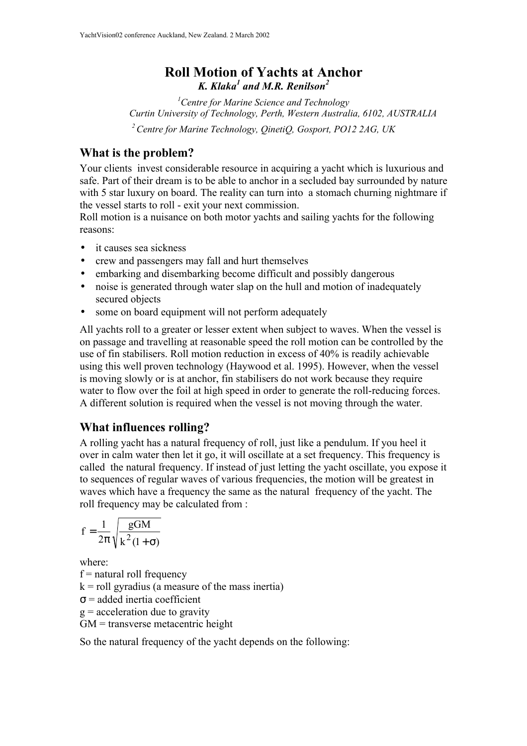# Roll Motion of Yachts at Anchor

***K. Klaka[1] and M.R. Renilson[2]***

[1] *Centre for Marine Science and Technology*
*Curtin University of Technology, Perth, Western Australia, 6102, AUSTRALIA*

[2] *Centre for Marine Technology, QinetiQ, Gosport, PO12 2AG, UK*

## What is the problem?

Your clients invest considerable resource in acquiring a yacht which is luxurious and safe. Part of their dream is to be able to anchor in a secluded bay surrounded by nature with 5 star luxury on board. The reality can turn into a stomach churning nightmare if the vessel starts to roll - exit your next commission.

Roll motion is a nuisance on both motor yachts and sailing yachts for the following reasons:

- it causes sea sickness
- crew and passengers may fall and hurt themselves
- embarking and disembarking become difficult and possibly dangerous
- noise is generated through water slap on the hull and motion of inadequately secured objects
- some on board equipment will not perform adequately

All yachts roll to a greater or lesser extent when subject to waves. When the vessel is on passage and travelling at reasonable speed the roll motion can be controlled by the use of fin stabilisers. Roll motion reduction in excess of 40% is readily achievable using this well proven technology (Haywood et al. 1995). However, when the vessel is moving slowly or is at anchor, fin stabilisers do not work because they require water to flow over the foil at high speed in order to generate the roll-reducing forces. A different solution is required when the vessel is not moving through the water.

## What influences rolling?

A rolling yacht has a natural frequency of roll, just like a pendulum. If you heel it over in calm water then let it go, it will oscillate at a set frequency. This frequency is called the natural frequency. If instead of just letting the yacht oscillate, you expose it to sequences of regular waves of various frequencies, the motion will be greatest in waves which have a frequency the same as the natural frequency of the yacht. The roll frequency may be calculated from :

$$f = \frac{1}{2\pi}\sqrt{\frac{gGM}{k^2(1+\sigma)}}$$

where:
f = natural roll frequency
k = roll gyradius (a measure of the mass inertia)
$\sigma$ = added inertia coefficient
g = acceleration due to gravity
GM = transverse metacentric height

So the natural frequency of the yacht depends on the following: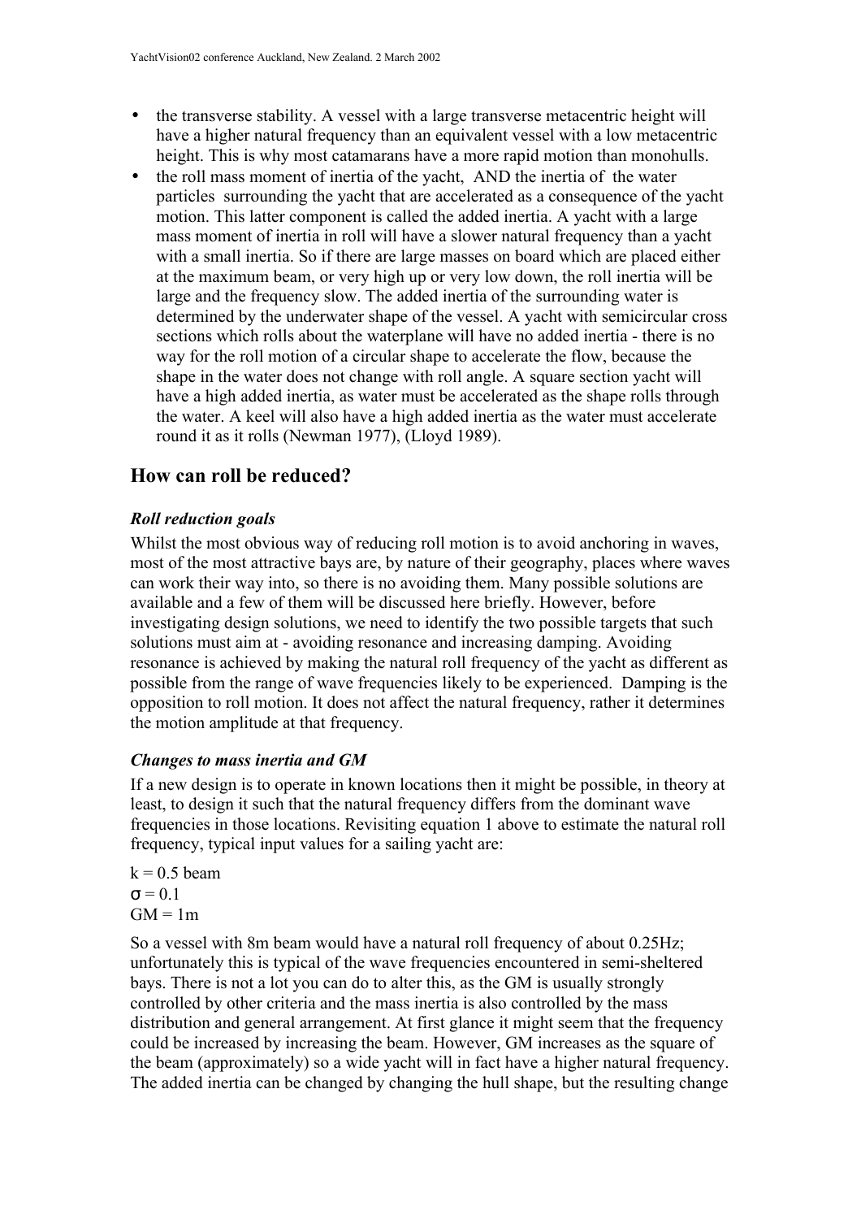- the transverse stability. A vessel with a large transverse metacentric height will have a higher natural frequency than an equivalent vessel with a low metacentric height. This is why most catamarans have a more rapid motion than monohulls.
- the roll mass moment of inertia of the yacht, AND the inertia of the water particles surrounding the yacht that are accelerated as a consequence of the yacht motion. This latter component is called the added inertia. A yacht with a large mass moment of inertia in roll will have a slower natural frequency than a yacht with a small inertia. So if there are large masses on board which are placed either at the maximum beam, or very high up or very low down, the roll inertia will be large and the frequency slow. The added inertia of the surrounding water is determined by the underwater shape of the vessel. A yacht with semicircular cross sections which rolls about the waterplane will have no added inertia - there is no way for the roll motion of a circular shape to accelerate the flow, because the shape in the water does not change with roll angle. A square section yacht will have a high added inertia, as water must be accelerated as the shape rolls through the water. A keel will also have a high added inertia as the water must accelerate round it as it rolls (Newman 1977), (Lloyd 1989).

## How can roll be reduced?

### *Roll reduction goals*

Whilst the most obvious way of reducing roll motion is to avoid anchoring in waves, most of the most attractive bays are, by nature of their geography, places where waves can work their way into, so there is no avoiding them. Many possible solutions are available and a few of them will be discussed here briefly. However, before investigating design solutions, we need to identify the two possible targets that such solutions must aim at - avoiding resonance and increasing damping. Avoiding resonance is achieved by making the natural roll frequency of the yacht as different as possible from the range of wave frequencies likely to be experienced. Damping is the opposition to roll motion. It does not affect the natural frequency, rather it determines the motion amplitude at that frequency.

### *Changes to mass inertia and GM*

If a new design is to operate in known locations then it might be possible, in theory at least, to design it such that the natural frequency differs from the dominant wave frequencies in those locations. Revisiting equation 1 above to estimate the natural roll frequency, typical input values for a sailing yacht are:

$k = 0.5$ beam  
$\sigma = 0.1$  
$GM = 1\text{m}$

So a vessel with 8m beam would have a natural roll frequency of about 0.25Hz; unfortunately this is typical of the wave frequencies encountered in semi-sheltered bays. There is not a lot you can do to alter this, as the GM is usually strongly controlled by other criteria and the mass inertia is also controlled by the mass distribution and general arrangement. At first glance it might seem that the frequency could be increased by increasing the beam. However, GM increases as the square of the beam (approximately) so a wide yacht will in fact have a higher natural frequency. The added inertia can be changed by changing the hull shape, but the resulting change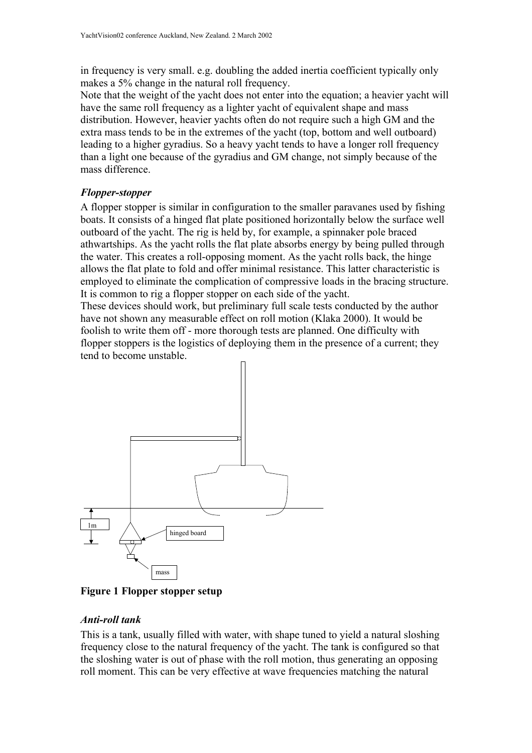in frequency is very small. e.g. doubling the added inertia coefficient typically only makes a 5% change in the natural roll frequency.
Note that the weight of the yacht does not enter into the equation; a heavier yacht will have the same roll frequency as a lighter yacht of equivalent shape and mass distribution. However, heavier yachts often do not require such a high GM and the extra mass tends to be in the extremes of the yacht (top, bottom and well outboard) leading to a higher gyradius. So a heavy yacht tends to have a longer roll frequency than a light one because of the gyradius and GM change, not simply because of the mass difference.

### *Flopper-stopper*

A flopper stopper is similar in configuration to the smaller paravanes used by fishing boats. It consists of a hinged flat plate positioned horizontally below the surface well outboard of the yacht. The rig is held by, for example, a spinnaker pole braced athwartships. As the yacht rolls the flat plate absorbs energy by being pulled through the water. This creates a roll-opposing moment. As the yacht rolls back, the hinge allows the flat plate to fold and offer minimal resistance. This latter characteristic is employed to eliminate the complication of compressive loads in the bracing structure. It is common to rig a flopper stopper on each side of the yacht.
These devices should work, but preliminary full scale tests conducted by the author have not shown any measurable effect on roll motion (Klaka 2000). It would be foolish to write them off - more thorough tests are planned. One difficulty with flopper stoppers is the logistics of deploying them in the presence of a current; they tend to become unstable.

**Figure 1 Flopper stopper setup**

### *Anti-roll tank*

This is a tank, usually filled with water, with shape tuned to yield a natural sloshing frequency close to the natural frequency of the yacht. The tank is configured so that the sloshing water is out of phase with the roll motion, thus generating an opposing roll moment. This can be very effective at wave frequencies matching the natural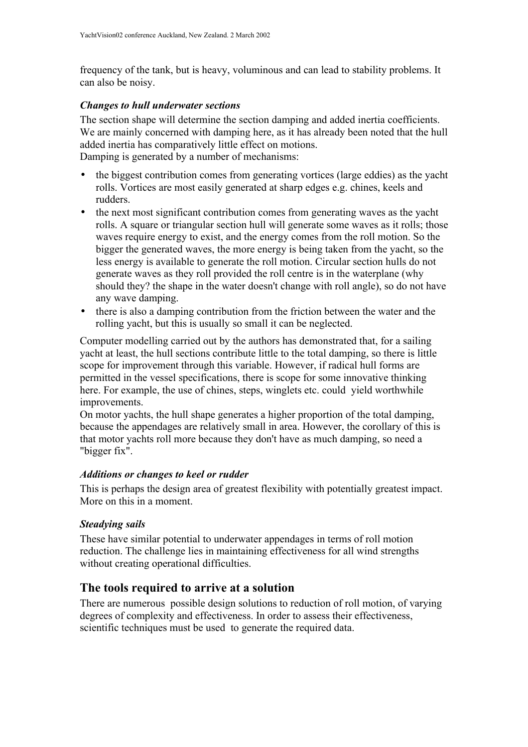frequency of the tank, but is heavy, voluminous and can lead to stability problems. It can also be noisy.

### *Changes to hull underwater sections*

The section shape will determine the section damping and added inertia coefficients. We are mainly concerned with damping here, as it has already been noted that the hull added inertia has comparatively little effect on motions.
Damping is generated by a number of mechanisms:

- the biggest contribution comes from generating vortices (large eddies) as the yacht rolls. Vortices are most easily generated at sharp edges e.g. chines, keels and rudders.
- the next most significant contribution comes from generating waves as the yacht rolls. A square or triangular section hull will generate some waves as it rolls; those waves require energy to exist, and the energy comes from the roll motion. So the bigger the generated waves, the more energy is being taken from the yacht, so the less energy is available to generate the roll motion. Circular section hulls do not generate waves as they roll provided the roll centre is in the waterplane (why should they? the shape in the water doesn't change with roll angle), so do not have any wave damping.
- there is also a damping contribution from the friction between the water and the rolling yacht, but this is usually so small it can be neglected.

Computer modelling carried out by the authors has demonstrated that, for a sailing yacht at least, the hull sections contribute little to the total damping, so there is little scope for improvement through this variable. However, if radical hull forms are permitted in the vessel specifications, there is scope for some innovative thinking here. For example, the use of chines, steps, winglets etc. could yield worthwhile improvements.
On motor yachts, the hull shape generates a higher proportion of the total damping, because the appendages are relatively small in area. However, the corollary of this is that motor yachts roll more because they don't have as much damping, so need a "bigger fix".

### *Additions or changes to keel or rudder*

This is perhaps the design area of greatest flexibility with potentially greatest impact. More on this in a moment.

### *Steadying sails*

These have similar potential to underwater appendages in terms of roll motion reduction. The challenge lies in maintaining effectiveness for all wind strengths without creating operational difficulties.

## The tools required to arrive at a solution

There are numerous possible design solutions to reduction of roll motion, of varying degrees of complexity and effectiveness. In order to assess their effectiveness, scientific techniques must be used to generate the required data.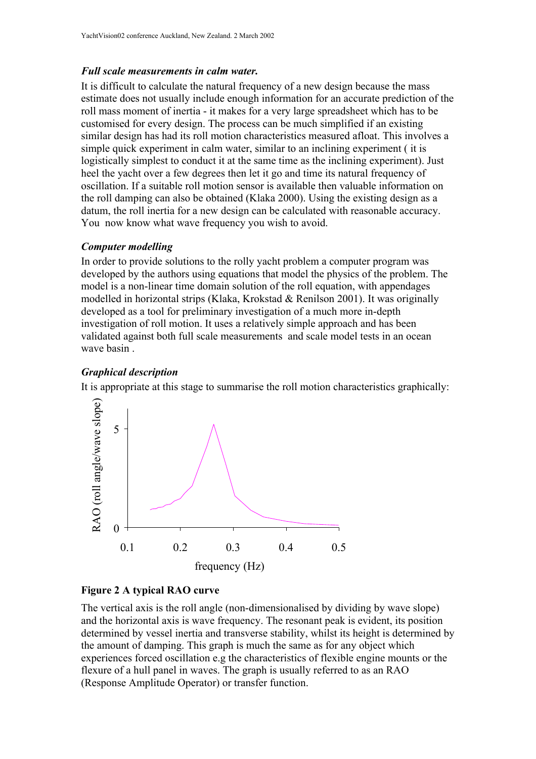### *Full scale measurements in calm water.*

It is difficult to calculate the natural frequency of a new design because the mass estimate does not usually include enough information for an accurate prediction of the roll mass moment of inertia - it makes for a very large spreadsheet which has to be customised for every design. The process can be much simplified if an existing similar design has had its roll motion characteristics measured afloat. This involves a simple quick experiment in calm water, similar to an inclining experiment ( it is logistically simplest to conduct it at the same time as the inclining experiment). Just heel the yacht over a few degrees then let it go and time its natural frequency of oscillation. If a suitable roll motion sensor is available then valuable information on the roll damping can also be obtained (Klaka 2000). Using the existing design as a datum, the roll inertia for a new design can be calculated with reasonable accuracy. You now know what wave frequency you wish to avoid.

### *Computer modelling*

In order to provide solutions to the rolly yacht problem a computer program was developed by the authors using equations that model the physics of the problem. The model is a non-linear time domain solution of the roll equation, with appendages modelled in horizontal strips (Klaka, Krokstad & Renilson 2001). It was originally developed as a tool for preliminary investigation of a much more in-depth investigation of roll motion. It uses a relatively simple approach and has been validated against both full scale measurements and scale model tests in an ocean wave basin .

### *Graphical description*

It is appropriate at this stage to summarise the roll motion characteristics graphically:

**Figure 2 A typical RAO curve**

The vertical axis is the roll angle (non-dimensionalised by dividing by wave slope) and the horizontal axis is wave frequency. The resonant peak is evident, its position determined by vessel inertia and transverse stability, whilst its height is determined by the amount of damping. This graph is much the same as for any object which experiences forced oscillation e.g the characteristics of flexible engine mounts or the flexure of a hull panel in waves. The graph is usually referred to as an RAO (Response Amplitude Operator) or transfer function.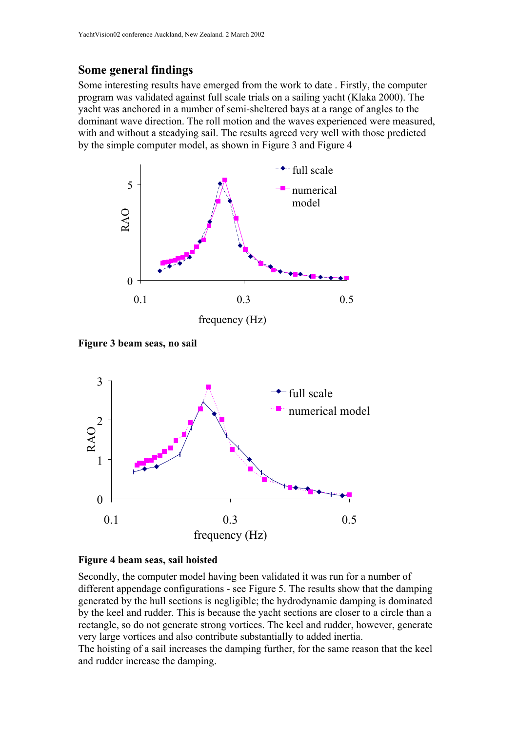## Some general findings

Some interesting results have emerged from the work to date . Firstly, the computer program was validated against full scale trials on a sailing yacht (Klaka 2000). The yacht was anchored in a number of semi-sheltered bays at a range of angles to the dominant wave direction. The roll motion and the waves experienced were measured, with and without a steadying sail. The results agreed very well with those predicted by the simple computer model, as shown in Figure 3 and Figure 4

**Figure 3 beam seas, no sail**

**Figure 4 beam seas, sail hoisted**

Secondly, the computer model having been validated it was run for a number of different appendage configurations - see Figure 5. The results show that the damping generated by the hull sections is negligible; the hydrodynamic damping is dominated by the keel and rudder. This is because the yacht sections are closer to a circle than a rectangle, so do not generate strong vortices. The keel and rudder, however, generate very large vortices and also contribute substantially to added inertia.
The hoisting of a sail increases the damping further, for the same reason that the keel and rudder increase the damping.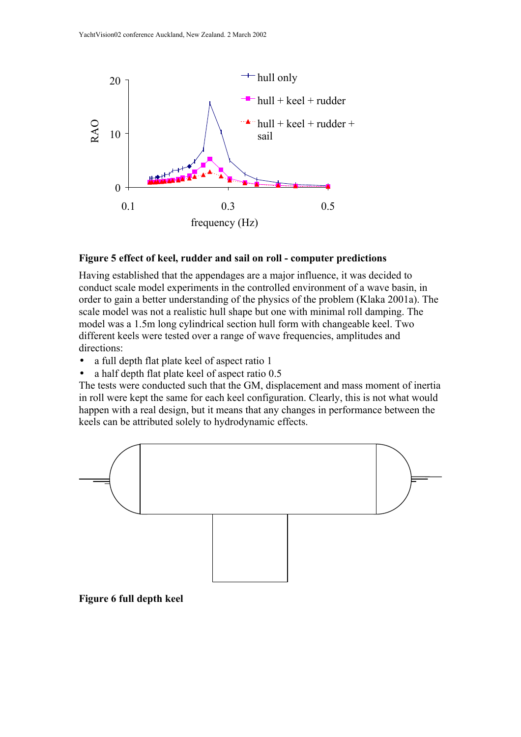**Figure 5 effect of keel, rudder and sail on roll - computer predictions**

Having established that the appendages are a major influence, it was decided to conduct scale model experiments in the controlled environment of a wave basin, in order to gain a better understanding of the physics of the problem (Klaka 2001a). The scale model was not a realistic hull shape but one with minimal roll damping. The model was a 1.5m long cylindrical section hull form with changeable keel. Two different keels were tested over a range of wave frequencies, amplitudes and directions:

- a full depth flat plate keel of aspect ratio 1
- a half depth flat plate keel of aspect ratio 0.5

The tests were conducted such that the GM, displacement and mass moment of inertia in roll were kept the same for each keel configuration. Clearly, this is not what would happen with a real design, but it means that any changes in performance between the keels can be attributed solely to hydrodynamic effects.

**Figure 6 full depth keel**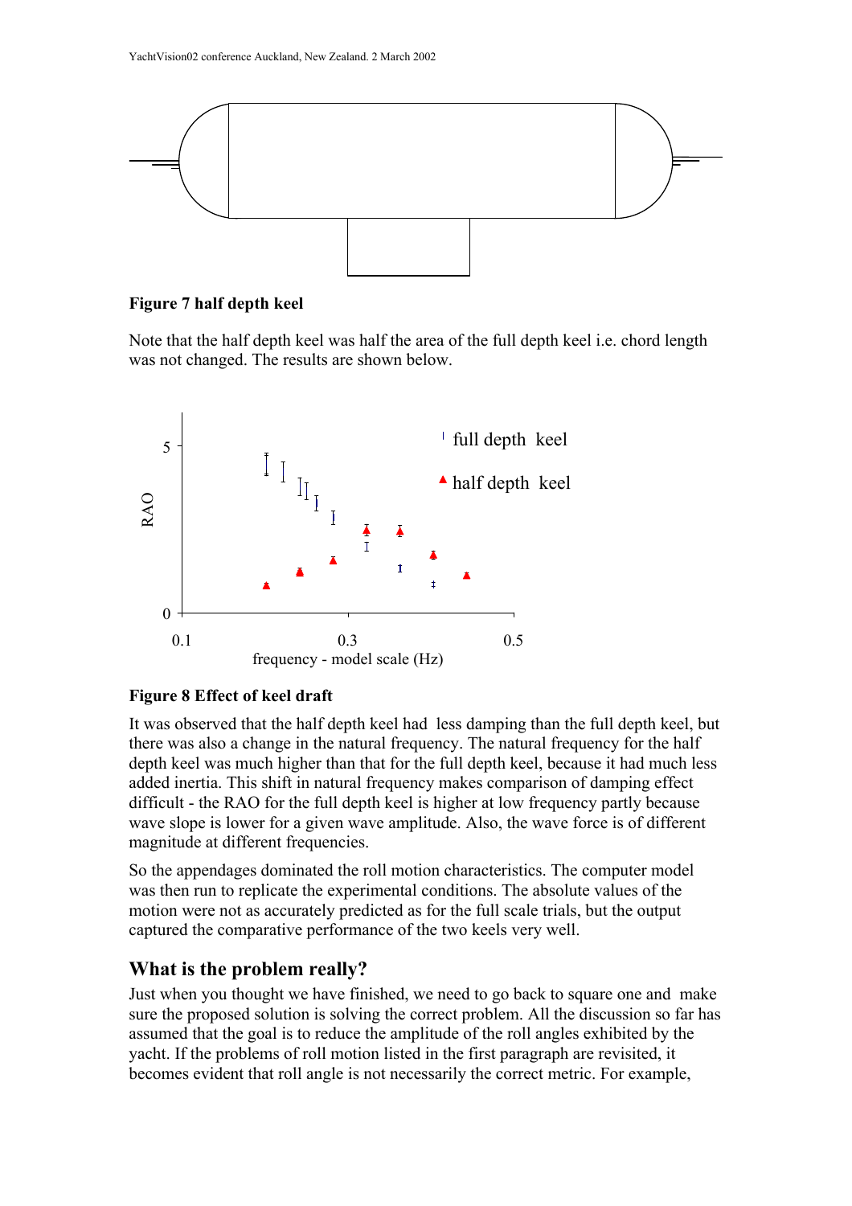**Figure 7 half depth keel**

Note that the half depth keel was half the area of the full depth keel i.e. chord length was not changed. The results are shown below.

**Figure 8 Effect of keel draft**

It was observed that the half depth keel had less damping than the full depth keel, but there was also a change in the natural frequency. The natural frequency for the half depth keel was much higher than that for the full depth keel, because it had much less added inertia. This shift in natural frequency makes comparison of damping effect difficult - the RAO for the full depth keel is higher at low frequency partly because wave slope is lower for a given wave amplitude. Also, the wave force is of different magnitude at different frequencies.

So the appendages dominated the roll motion characteristics. The computer model was then run to replicate the experimental conditions. The absolute values of the motion were not as accurately predicted as for the full scale trials, but the output captured the comparative performance of the two keels very well.

## What is the problem really?

Just when you thought we have finished, we need to go back to square one and make sure the proposed solution is solving the correct problem. All the discussion so far has assumed that the goal is to reduce the amplitude of the roll angles exhibited by the yacht. If the problems of roll motion listed in the first paragraph are revisited, it becomes evident that roll angle is not necessarily the correct metric. For example,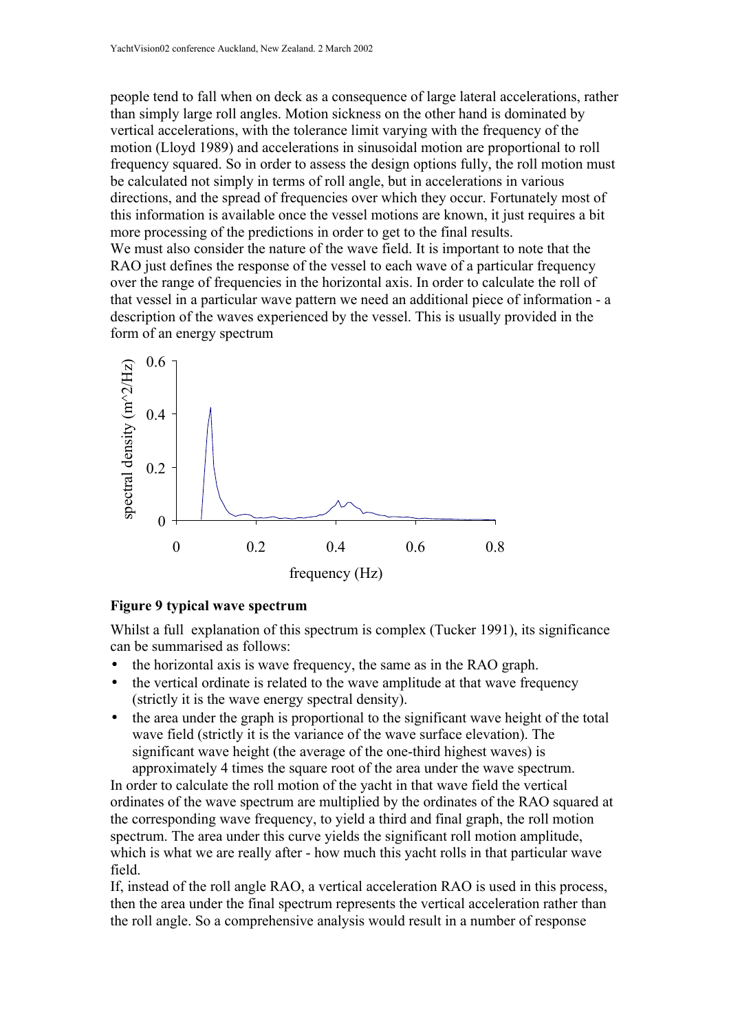people tend to fall when on deck as a consequence of large lateral accelerations, rather than simply large roll angles. Motion sickness on the other hand is dominated by vertical accelerations, with the tolerance limit varying with the frequency of the motion (Lloyd 1989) and accelerations in sinusoidal motion are proportional to roll frequency squared. So in order to assess the design options fully, the roll motion must be calculated not simply in terms of roll angle, but in accelerations in various directions, and the spread of frequencies over which they occur. Fortunately most of this information is available once the vessel motions are known, it just requires a bit more processing of the predictions in order to get to the final results.
We must also consider the nature of the wave field. It is important to note that the RAO just defines the response of the vessel to each wave of a particular frequency over the range of frequencies in the horizontal axis. In order to calculate the roll of that vessel in a particular wave pattern we need an additional piece of information - a description of the waves experienced by the vessel. This is usually provided in the form of an energy spectrum

**Figure 9 typical wave spectrum**

Whilst a full explanation of this spectrum is complex (Tucker 1991), its significance can be summarised as follows:

- the horizontal axis is wave frequency, the same as in the RAO graph.
- the vertical ordinate is related to the wave amplitude at that wave frequency (strictly it is the wave energy spectral density).
- the area under the graph is proportional to the significant wave height of the total wave field (strictly it is the variance of the wave surface elevation). The significant wave height (the average of the one-third highest waves) is approximately 4 times the square root of the area under the wave spectrum.

In order to calculate the roll motion of the yacht in that wave field the vertical ordinates of the wave spectrum are multiplied by the ordinates of the RAO squared at the corresponding wave frequency, to yield a third and final graph, the roll motion spectrum. The area under this curve yields the significant roll motion amplitude, which is what we are really after - how much this yacht rolls in that particular wave field.
If, instead of the roll angle RAO, a vertical acceleration RAO is used in this process, then the area under the final spectrum represents the vertical acceleration rather than the roll angle. So a comprehensive analysis would result in a number of response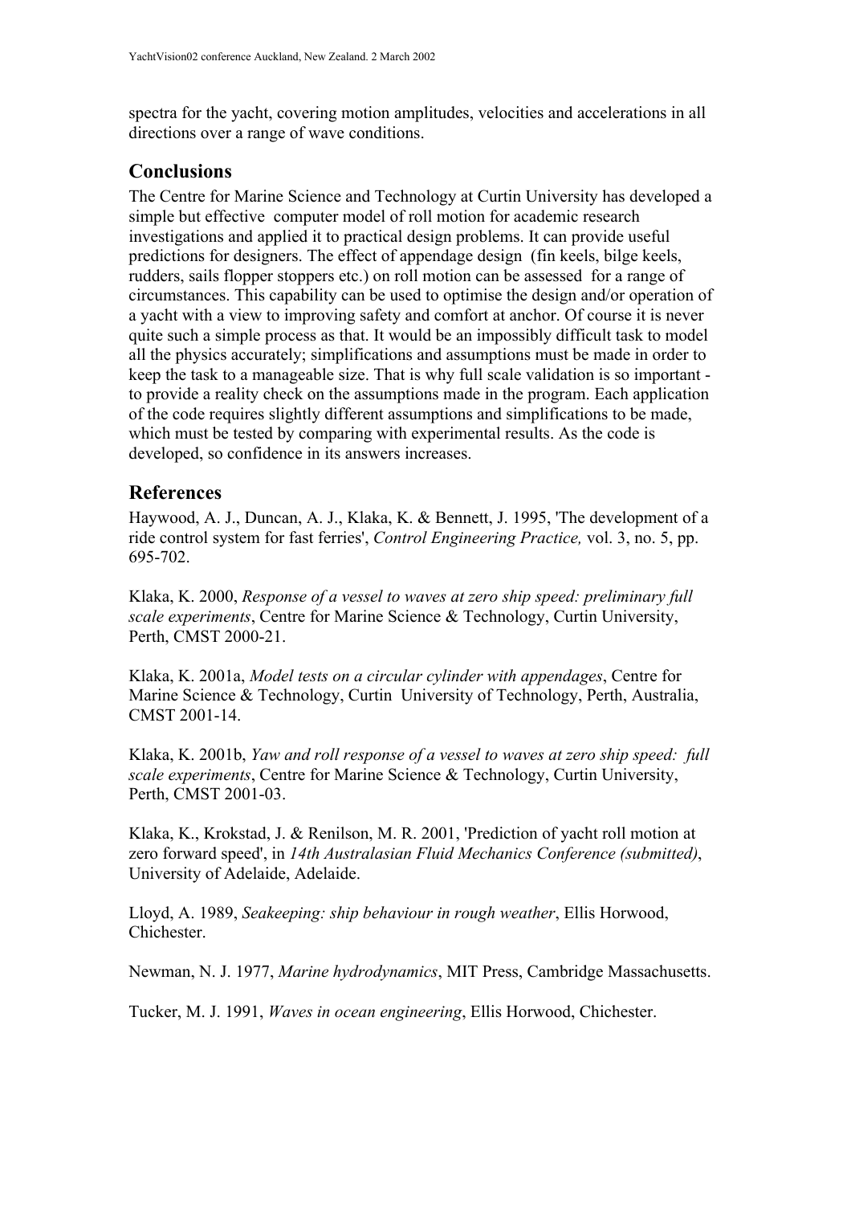spectra for the yacht, covering motion amplitudes, velocities and accelerations in all directions over a range of wave conditions.

## Conclusions

The Centre for Marine Science and Technology at Curtin University has developed a simple but effective computer model of roll motion for academic research investigations and applied it to practical design problems. It can provide useful predictions for designers. The effect of appendage design (fin keels, bilge keels, rudders, sails flopper stoppers etc.) on roll motion can be assessed for a range of circumstances. This capability can be used to optimise the design and/or operation of a yacht with a view to improving safety and comfort at anchor. Of course it is never quite such a simple process as that. It would be an impossibly difficult task to model all the physics accurately; simplifications and assumptions must be made in order to keep the task to a manageable size. That is why full scale validation is so important - to provide a reality check on the assumptions made in the program. Each application of the code requires slightly different assumptions and simplifications to be made, which must be tested by comparing with experimental results. As the code is developed, so confidence in its answers increases.

## References

Haywood, A. J., Duncan, A. J., Klaka, K. & Bennett, J. 1995, 'The development of a ride control system for fast ferries', *Control Engineering Practice,* vol. 3, no. 5, pp. 695-702.

Klaka, K. 2000, *Response of a vessel to waves at zero ship speed: preliminary full scale experiments*, Centre for Marine Science & Technology, Curtin University, Perth, CMST 2000-21.

Klaka, K. 2001a, *Model tests on a circular cylinder with appendages*, Centre for Marine Science & Technology, Curtin University of Technology, Perth, Australia, CMST 2001-14.

Klaka, K. 2001b, *Yaw and roll response of a vessel to waves at zero ship speed: full scale experiments*, Centre for Marine Science & Technology, Curtin University, Perth, CMST 2001-03.

Klaka, K., Krokstad, J. & Renilson, M. R. 2001, 'Prediction of yacht roll motion at zero forward speed', in *14th Australasian Fluid Mechanics Conference (submitted)*, University of Adelaide, Adelaide.

Lloyd, A. 1989, *Seakeeping: ship behaviour in rough weather*, Ellis Horwood, Chichester.

Newman, N. J. 1977, *Marine hydrodynamics*, MIT Press, Cambridge Massachusetts.

Tucker, M. J. 1991, *Waves in ocean engineering*, Ellis Horwood, Chichester.